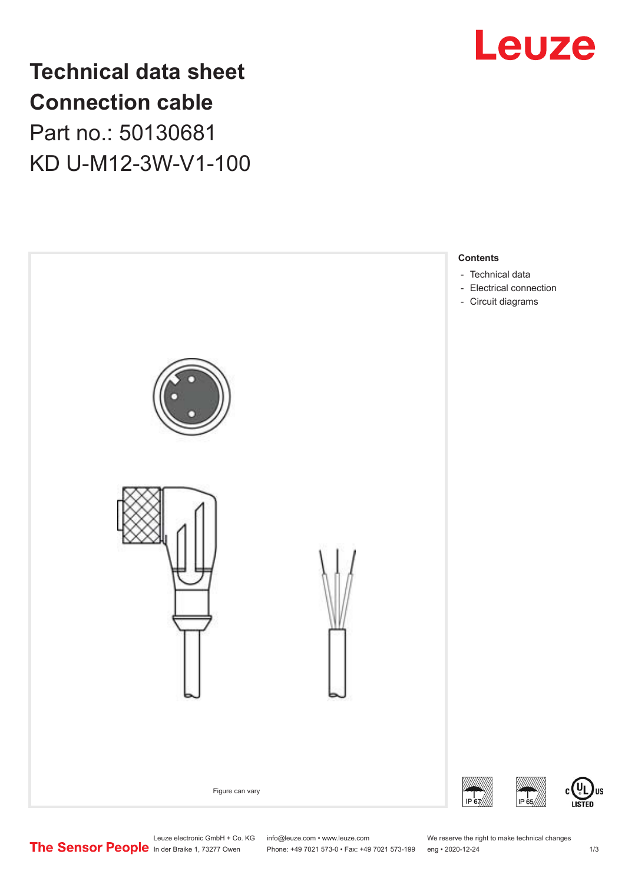Leuze

# Technical data sheet
# Connection cable

Part no.: 50130681

KD U-M12-3W-V1-100

Figure can vary

**Contents**

- Technical data
- Electrical connection
- Circuit diagrams

IP 67 IP 65 c UL US LISTED

The Sensor People

Leuze electronic GmbH + Co. KG
In der Braike 1, 73277 Owen

info@leuze.com • www.leuze.com
Phone: +49 7021 573-0 • Fax: +49 7021 573-199

We reserve the right to make technical changes
eng • 2020-12-24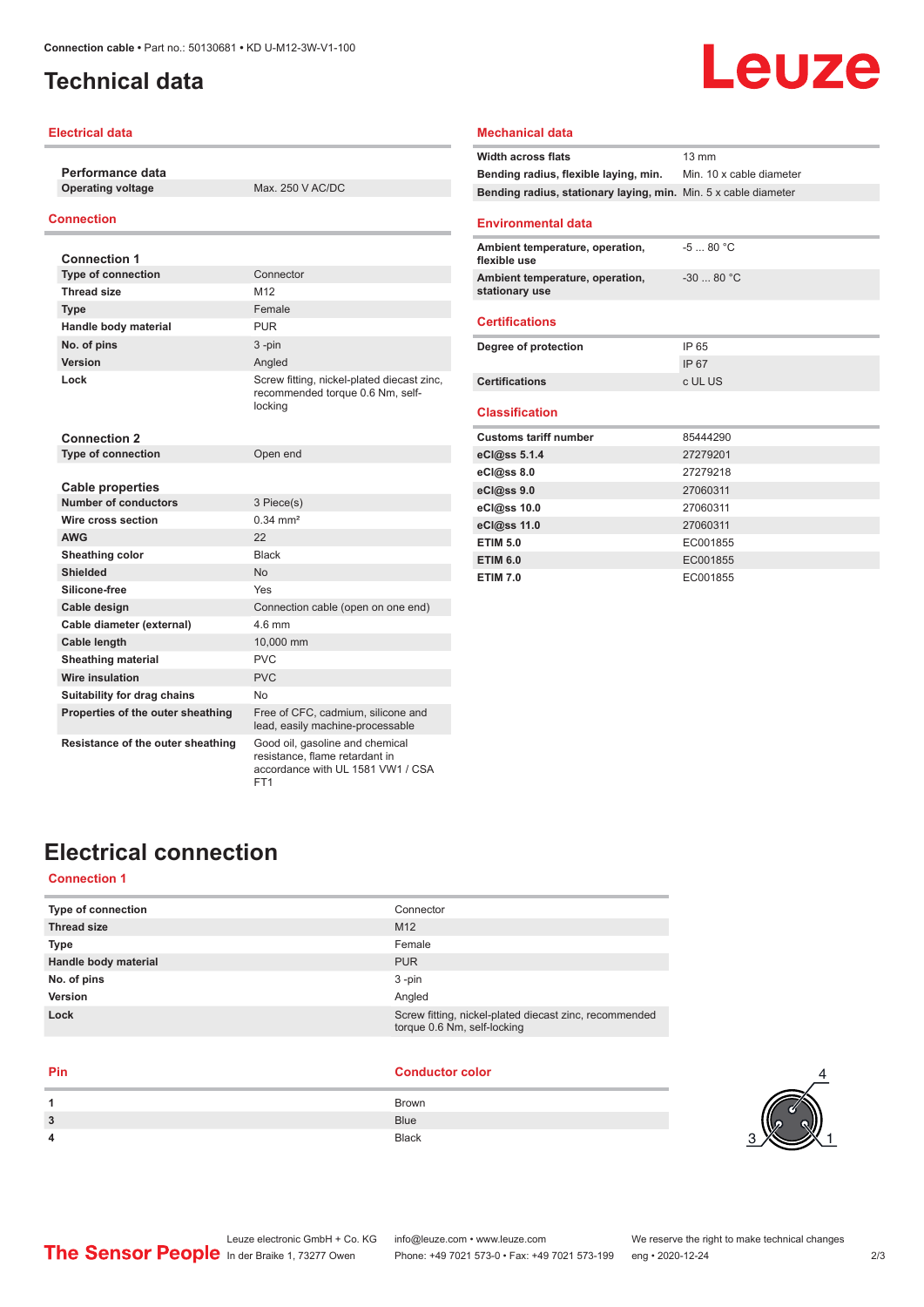# Technical data

## Electrical data

| Performance data | |
|---|---|
| Operating voltage | Max. 250 V AC/DC |

## Connection

| Connection 1 | |
|---|---|
| Type of connection | Connector |
| Thread size | M12 |
| Type | Female |
| Handle body material | PUR |
| No. of pins | 3 -pin |
| Version | Angled |
| Lock | Screw fitting, nickel-plated diecast zinc, recommended torque 0.6 Nm, self-locking |

| Connection 2 | |
|---|---|
| Type of connection | Open end |

| Cable properties | |
|---|---|
| Number of conductors | 3 Piece(s) |
| Wire cross section | 0.34 mm² |
| AWG | 22 |
| Sheathing color | Black |
| Shielded | No |
| Silicone-free | Yes |
| Cable design | Connection cable (open on one end) |
| Cable diameter (external) | 4.6 mm |
| Cable length | 10,000 mm |
| Sheathing material | PVC |
| Wire insulation | PVC |
| Suitability for drag chains | No |
| Properties of the outer sheathing | Free of CFC, cadmium, silicone and lead, easily machine-processable |
| Resistance of the outer sheathing | Good oil, gasoline and chemical resistance, flame retardant in accordance with UL 1581 VW1 / CSA FT1 |

## Mechanical data

| | |
|---|---|
| Width across flats | 13 mm |
| Bending radius, flexible laying, min. | Min. 10 x cable diameter |
| Bending radius, stationary laying, min. | Min. 5 x cable diameter |

## Environmental data

| | |
|---|---|
| Ambient temperature, operation, flexible use | -5 ... 80 °C |
| Ambient temperature, operation, stationary use | -30 ... 80 °C |

## Certifications

| | |
|---|---|
| Degree of protection | IP 65 |
| | IP 67 |
| Certifications | c UL US |

## Classification

| | |
|---|---|
| Customs tariff number | 85444290 |
| eCl@ss 5.1.4 | 27279201 |
| eCl@ss 8.0 | 27279218 |
| eCl@ss 9.0 | 27060311 |
| eCl@ss 10.0 | 27060311 |
| eCl@ss 11.0 | 27060311 |
| ETIM 5.0 | EC001855 |
| ETIM 6.0 | EC001855 |
| ETIM 7.0 | EC001855 |

# Electrical connection

## Connection 1

| | |
|---|---|
| Type of connection | Connector |
| Thread size | M12 |
| Type | Female |
| Handle body material | PUR |
| No. of pins | 3 -pin |
| Version | Angled |
| Lock | Screw fitting, nickel-plated diecast zinc, recommended torque 0.6 Nm, self-locking |

| Pin | Conductor color |
|---|---|
| 1 | Brown |
| 3 | Blue |
| 4 | Black |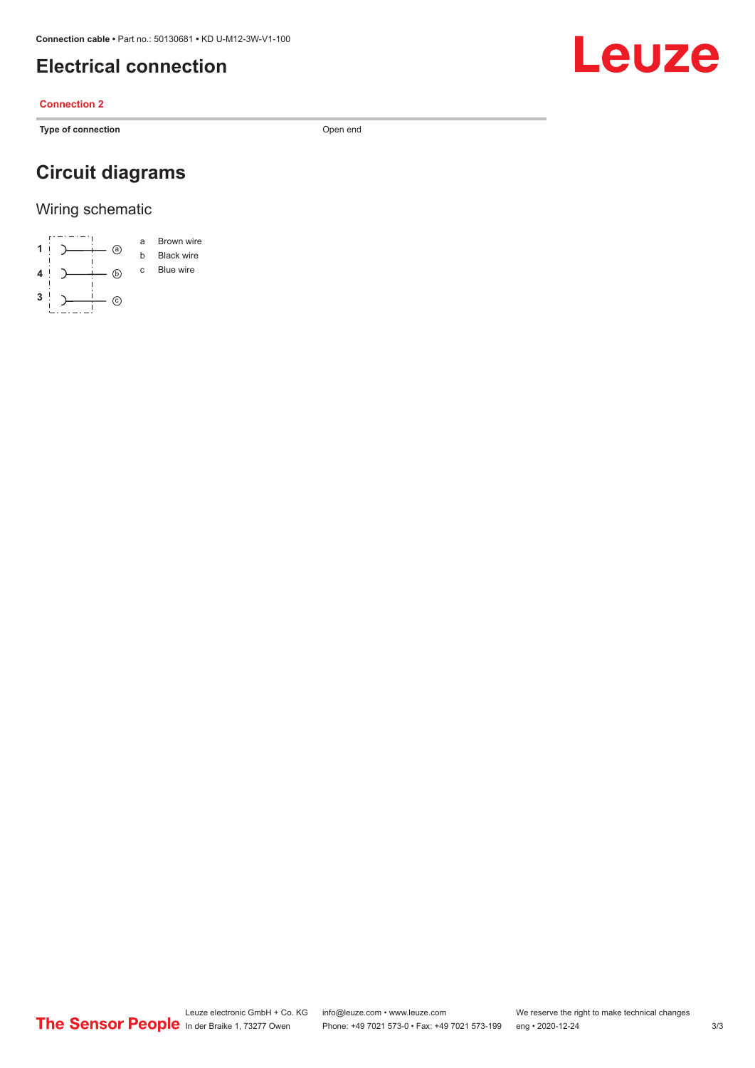# Electrical connection

**Connection 2**

| | |
|---|---|
| **Type of connection** | Open end |

# Circuit diagrams

## Wiring schematic

1
4
3
a
b
c

| | |
|---|---|
| a | Brown wire |
| b | Black wire |
| c | Blue wire |